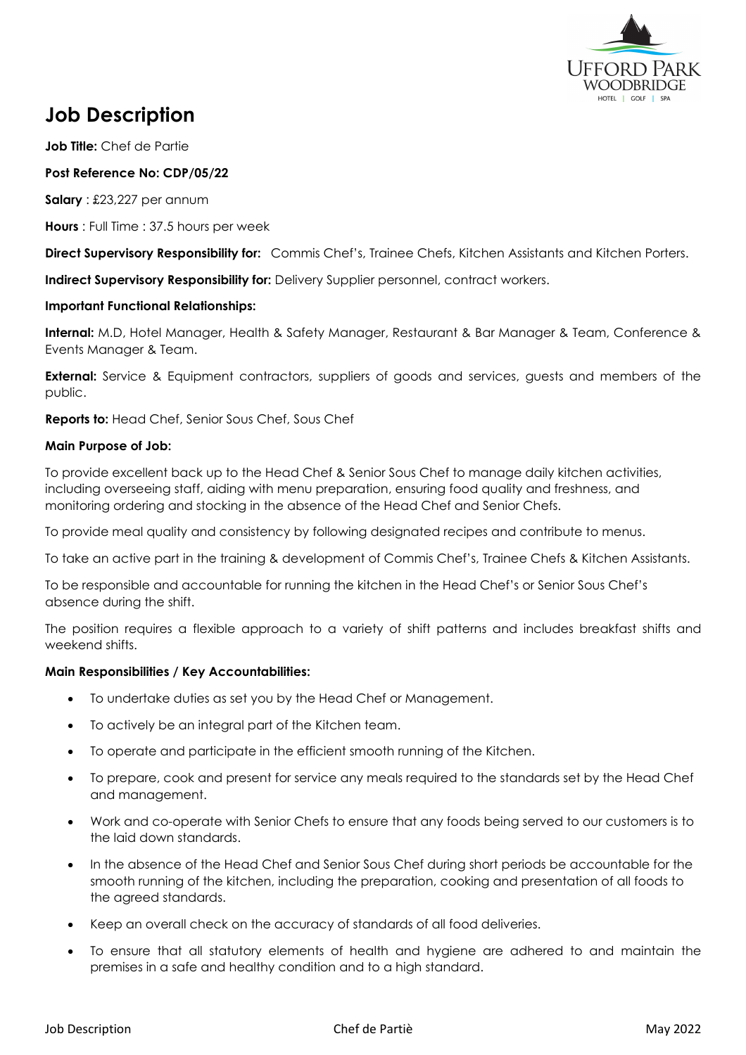# Job Description

**Job Title:** Chef de Partie

**Post Reference No: CDP/05/22**

**Salary** : £23,227 per annum

**Hours** : Full Time : 37.5 hours per week

**Direct Supervisory Responsibility for:** Commis Chef's, Trainee Chefs, Kitchen Assistants and Kitchen Porters.

**Indirect Supervisory Responsibility for:** Delivery Supplier personnel, contract workers.

**Important Functional Relationships:**

**Internal:** M.D, Hotel Manager, Health & Safety Manager, Restaurant & Bar Manager & Team, Conference & Events Manager & Team.

**External:** Service & Equipment contractors, suppliers of goods and services, guests and members of the public.

**Reports to:** Head Chef, Senior Sous Chef, Sous Chef

**Main Purpose of Job:**

To provide excellent back up to the Head Chef & Senior Sous Chef to manage daily kitchen activities, including overseeing staff, aiding with menu preparation, ensuring food quality and freshness, and monitoring ordering and stocking in the absence of the Head Chef and Senior Chefs.

To provide meal quality and consistency by following designated recipes and contribute to menus.

To take an active part in the training & development of Commis Chef's, Trainee Chefs & Kitchen Assistants.

To be responsible and accountable for running the kitchen in the Head Chef's or Senior Sous Chef's absence during the shift.

The position requires a flexible approach to a variety of shift patterns and includes breakfast shifts and weekend shifts.

**Main Responsibilities / Key Accountabilities:**

- To undertake duties as set you by the Head Chef or Management.
- To actively be an integral part of the Kitchen team.
- To operate and participate in the efficient smooth running of the Kitchen.
- To prepare, cook and present for service any meals required to the standards set by the Head Chef and management.
- Work and co-operate with Senior Chefs to ensure that any foods being served to our customers is to the laid down standards.
- In the absence of the Head Chef and Senior Sous Chef during short periods be accountable for the smooth running of the kitchen, including the preparation, cooking and presentation of all foods to the agreed standards.
- Keep an overall check on the accuracy of standards of all food deliveries.
- To ensure that all statutory elements of health and hygiene are adhered to and maintain the premises in a safe and healthy condition and to a high standard.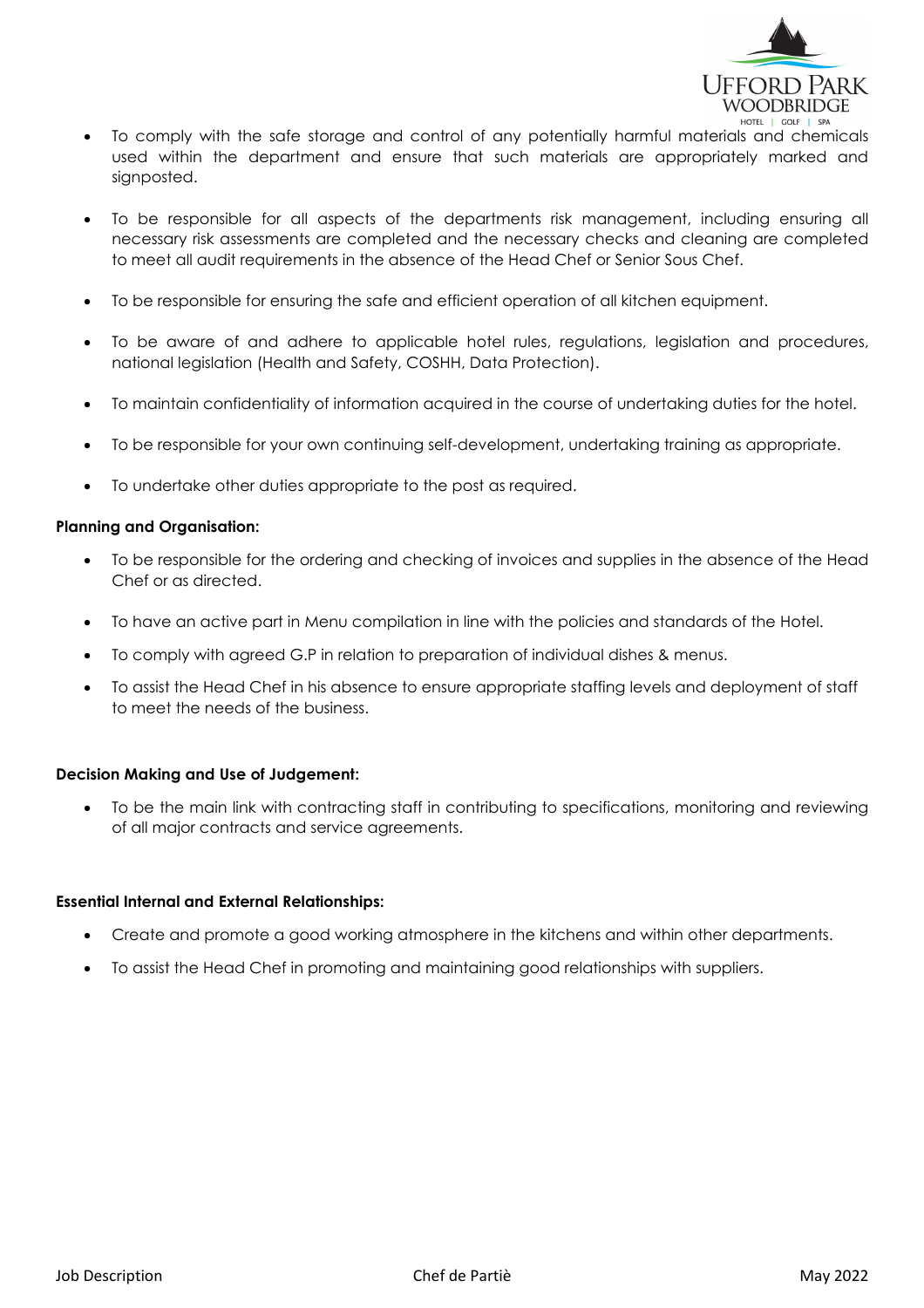- To comply with the safe storage and control of any potentially harmful materials and chemicals used within the department and ensure that such materials are appropriately marked and signposted.
- To be responsible for all aspects of the departments risk management, including ensuring all necessary risk assessments are completed and the necessary checks and cleaning are completed to meet all audit requirements in the absence of the Head Chef or Senior Sous Chef.
- To be responsible for ensuring the safe and efficient operation of all kitchen equipment.
- To be aware of and adhere to applicable hotel rules, regulations, legislation and procedures, national legislation (Health and Safety, COSHH, Data Protection).
- To maintain confidentiality of information acquired in the course of undertaking duties for the hotel.
- To be responsible for your own continuing self-development, undertaking training as appropriate.
- To undertake other duties appropriate to the post as required.

**Planning and Organisation:**

- To be responsible for the ordering and checking of invoices and supplies in the absence of the Head Chef or as directed.
- To have an active part in Menu compilation in line with the policies and standards of the Hotel.
- To comply with agreed G.P in relation to preparation of individual dishes & menus.
- To assist the Head Chef in his absence to ensure appropriate staffing levels and deployment of staff to meet the needs of the business.

**Decision Making and Use of Judgement:**

- To be the main link with contracting staff in contributing to specifications, monitoring and reviewing of all major contracts and service agreements.

**Essential Internal and External Relationships:**

- Create and promote a good working atmosphere in the kitchens and within other departments.
- To assist the Head Chef in promoting and maintaining good relationships with suppliers.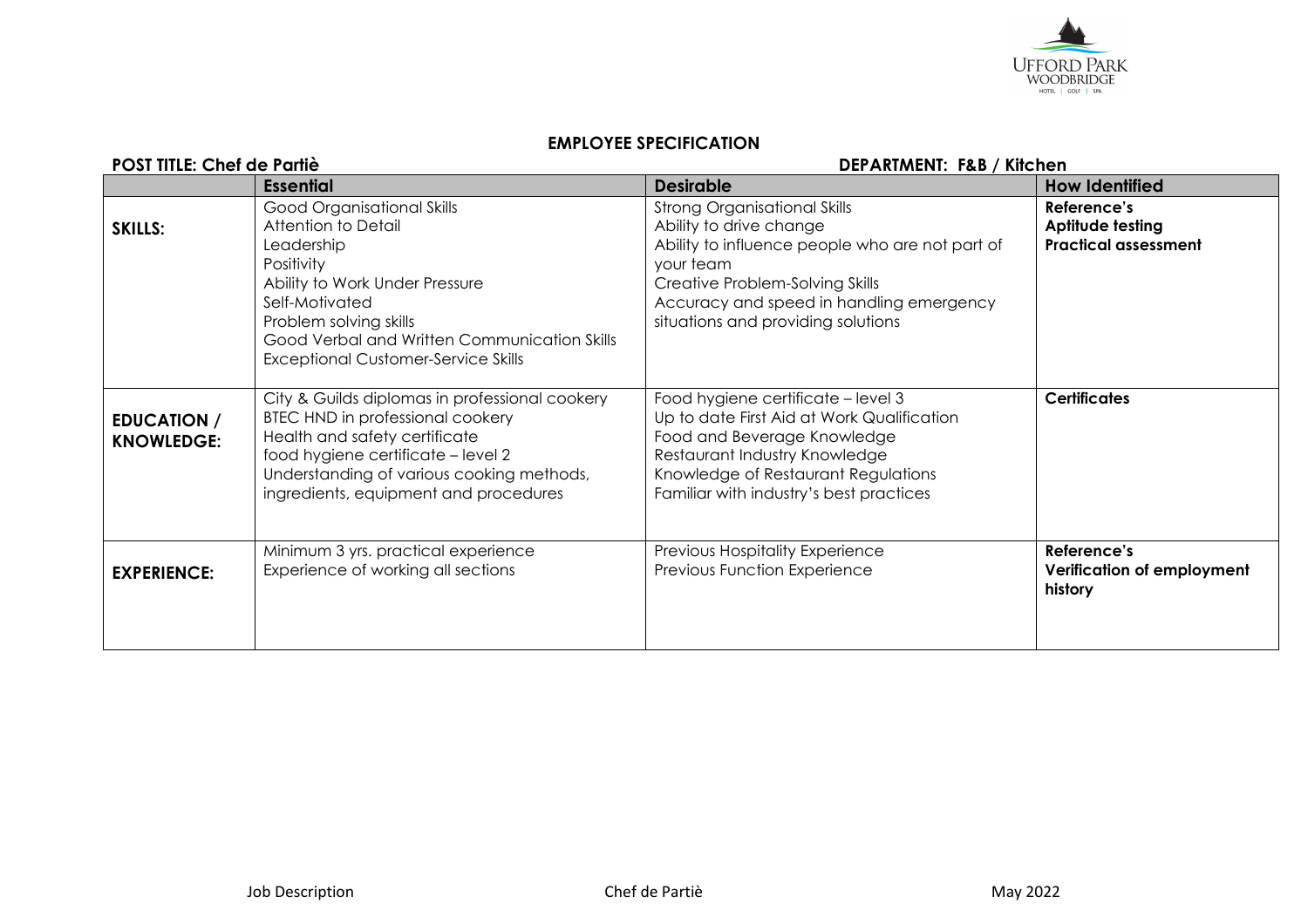## EMPLOYEE SPECIFICATION

**POST TITLE: Chef de Partiè** **DEPARTMENT: F&B / Kitchen**

| | Essential | Desirable | How Identified |
|---|---|---|---|
| **SKILLS:** | Good Organisational Skills<br>Attention to Detail<br>Leadership<br>Positivity<br>Ability to Work Under Pressure<br>Self-Motivated<br>Problem solving skills<br>Good Verbal and Written Communication Skills<br>Exceptional Customer-Service Skills | Strong Organisational Skills<br>Ability to drive change<br>Ability to influence people who are not part of your team<br>Creative Problem-Solving Skills<br>Accuracy and speed in handling emergency situations and providing solutions | **Reference's**<br>**Aptitude testing**<br>**Practical assessment** |
| **EDUCATION / KNOWLEDGE:** | City & Guilds diplomas in professional cookery<br>BTEC HND in professional cookery<br>Health and safety certificate<br>food hygiene certificate – level 2<br>Understanding of various cooking methods, ingredients, equipment and procedures | Food hygiene certificate – level 3<br>Up to date First Aid at Work Qualification<br>Food and Beverage Knowledge<br>Restaurant Industry Knowledge<br>Knowledge of Restaurant Regulations<br>Familiar with industry's best practices | **Certificates** |
| **EXPERIENCE:** | Minimum 3 yrs. practical experience<br>Experience of working all sections | Previous Hospitality Experience<br>Previous Function Experience | **Reference's**<br>**Verification of employment history** |